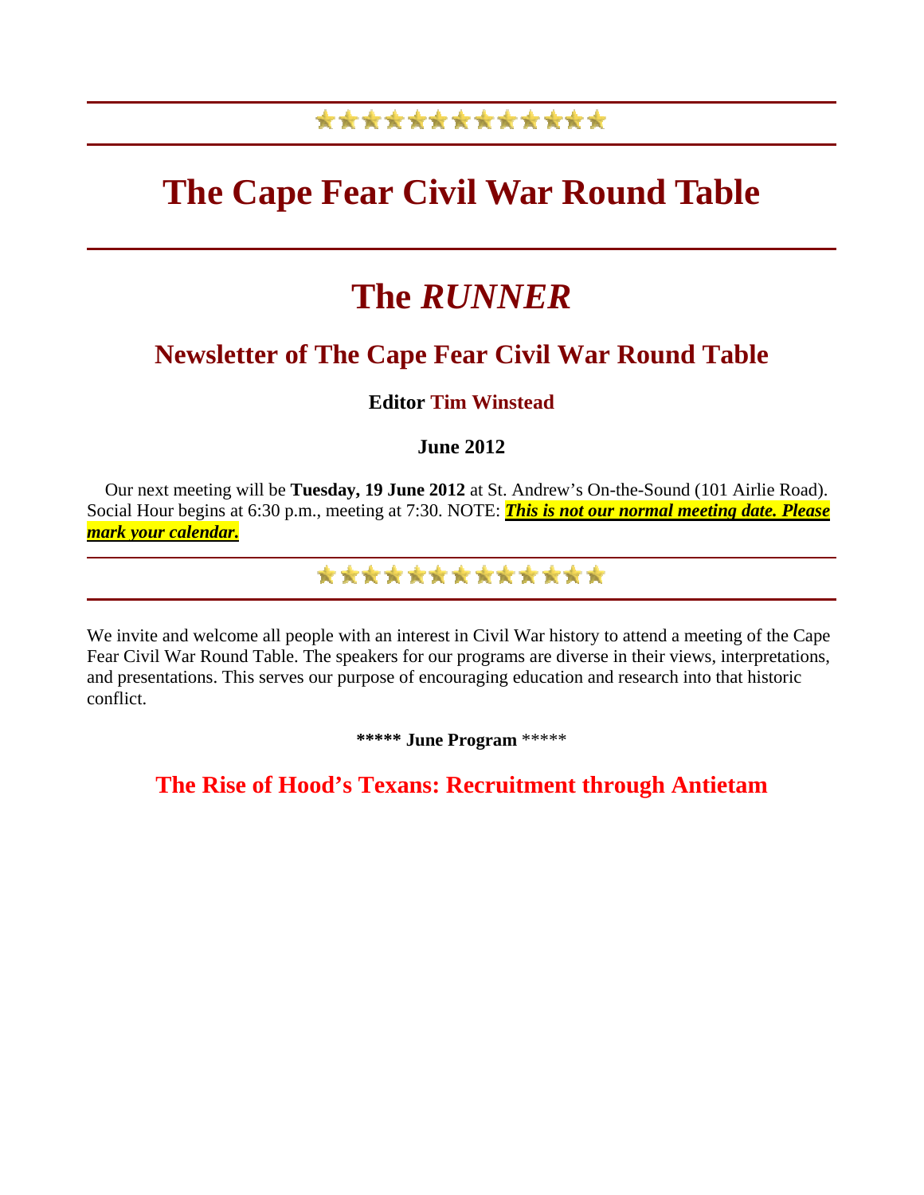# The Cape Fear Civil War Round Table

# The *RUNNER*

## Newsletter of The Cape Fear Civil War Round Table

**Editor Tim Winstead**

**June 2012**

Our next meeting will be **Tuesday, 19 June 2012** at St. Andrew's On-the-Sound (101 Airlie Road). Social Hour begins at 6:30 p.m., meeting at 7:30. NOTE: ***This is not our normal meeting date. Please mark your calendar.***

We invite and welcome all people with an interest in Civil War history to attend a meeting of the Cape Fear Civil War Round Table. The speakers for our programs are diverse in their views, interpretations, and presentations. This serves our purpose of encouraging education and research into that historic conflict.

**\*\*\*\*\* June Program** \*\*\*\*\*

## The Rise of Hood's Texans: Recruitment through Antietam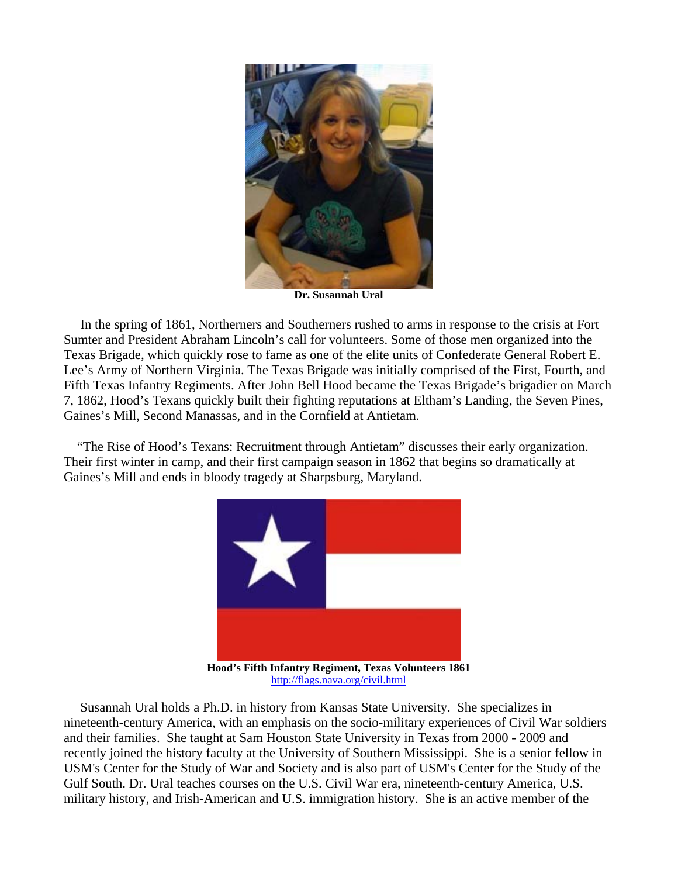**Dr. Susannah Ural**

In the spring of 1861, Northerners and Southerners rushed to arms in response to the crisis at Fort Sumter and President Abraham Lincoln's call for volunteers. Some of those men organized into the Texas Brigade, which quickly rose to fame as one of the elite units of Confederate General Robert E. Lee's Army of Northern Virginia. The Texas Brigade was initially comprised of the First, Fourth, and Fifth Texas Infantry Regiments. After John Bell Hood became the Texas Brigade's brigadier on March 7, 1862, Hood's Texans quickly built their fighting reputations at Eltham's Landing, the Seven Pines, Gaines's Mill, Second Manassas, and in the Cornfield at Antietam.

"The Rise of Hood's Texans: Recruitment through Antietam" discusses their early organization. Their first winter in camp, and their first campaign season in 1862 that begins so dramatically at Gaines's Mill and ends in bloody tragedy at Sharpsburg, Maryland.

**Hood's Fifth Infantry Regiment, Texas Volunteers 1861**
http://flags.nava.org/civil.html

Susannah Ural holds a Ph.D. in history from Kansas State University. She specializes in nineteenth-century America, with an emphasis on the socio-military experiences of Civil War soldiers and their families. She taught at Sam Houston State University in Texas from 2000 - 2009 and recently joined the history faculty at the University of Southern Mississippi. She is a senior fellow in USM's Center for the Study of War and Society and is also part of USM's Center for the Study of the Gulf South. Dr. Ural teaches courses on the U.S. Civil War era, nineteenth-century America, U.S. military history, and Irish-American and U.S. immigration history. She is an active member of the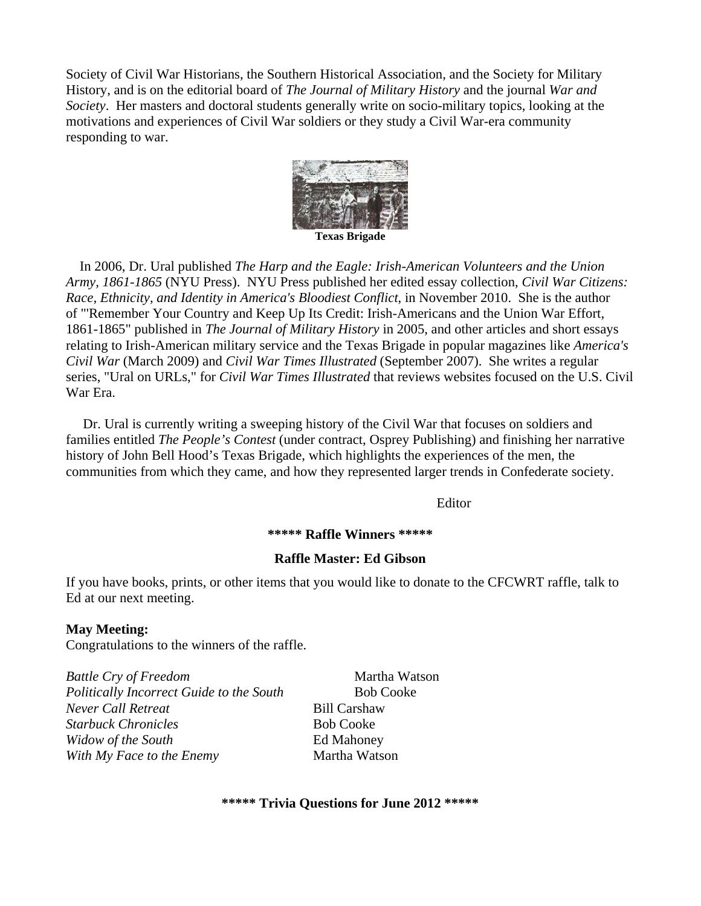Society of Civil War Historians, the Southern Historical Association, and the Society for Military History, and is on the editorial board of *The Journal of Military History* and the journal *War and Society*. Her masters and doctoral students generally write on socio-military topics, looking at the motivations and experiences of Civil War soldiers or they study a Civil War-era community responding to war.

**Texas Brigade**

In 2006, Dr. Ural published *The Harp and the Eagle: Irish-American Volunteers and the Union Army, 1861-1865* (NYU Press). NYU Press published her edited essay collection, *Civil War Citizens: Race, Ethnicity, and Identity in America's Bloodiest Conflict*, in November 2010. She is the author of "'Remember Your Country and Keep Up Its Credit: Irish-Americans and the Union War Effort, 1861-1865" published in *The Journal of Military History* in 2005, and other articles and short essays relating to Irish-American military service and the Texas Brigade in popular magazines like *America's Civil War* (March 2009) and *Civil War Times Illustrated* (September 2007). She writes a regular series, "Ural on URLs," for *Civil War Times Illustrated* that reviews websites focused on the U.S. Civil War Era.

Dr. Ural is currently writing a sweeping history of the Civil War that focuses on soldiers and families entitled *The People's Contest* (under contract, Osprey Publishing) and finishing her narrative history of John Bell Hood's Texas Brigade, which highlights the experiences of the men, the communities from which they came, and how they represented larger trends in Confederate society.

Editor

**\*\*\*\*\* Raffle Winners \*\*\*\*\***

**Raffle Master: Ed Gibson**

If you have books, prints, or other items that you would like to donate to the CFCWRT raffle, talk to Ed at our next meeting.

**May Meeting:**
Congratulations to the winners of the raffle.

| | |
|---|---|
| *Battle Cry of Freedom* | Martha Watson |
| *Politically Incorrect Guide to the South* | Bob Cooke |
| *Never Call Retreat* | Bill Carshaw |
| *Starbuck Chronicles* | Bob Cooke |
| *Widow of the South* | Ed Mahoney |
| *With My Face to the Enemy* | Martha Watson |

**\*\*\*\*\* Trivia Questions for June 2012 \*\*\*\*\***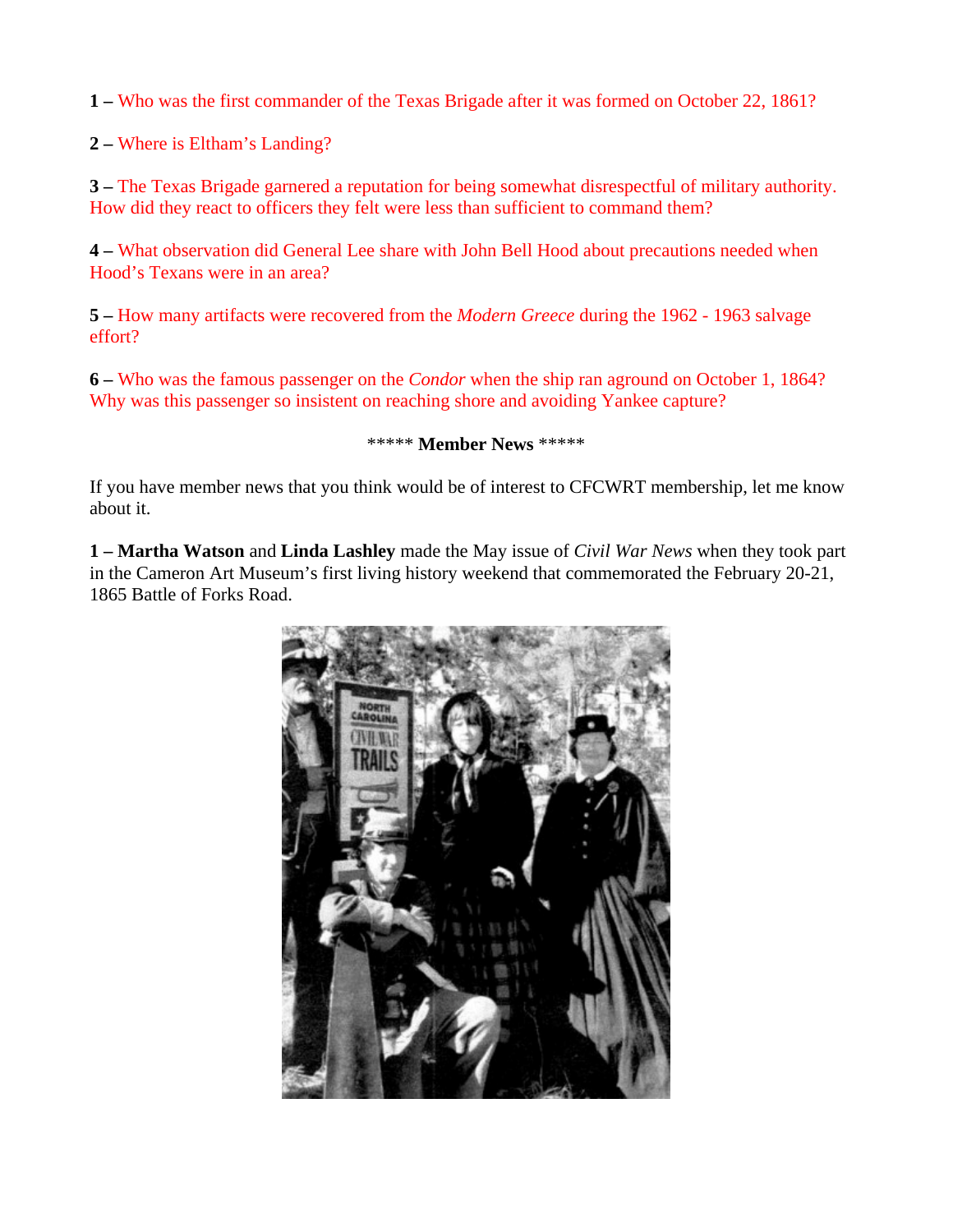**1 –** Who was the first commander of the Texas Brigade after it was formed on October 22, 1861?

**2 –** Where is Eltham's Landing?

**3 –** The Texas Brigade garnered a reputation for being somewhat disrespectful of military authority. How did they react to officers they felt were less than sufficient to command them?

**4 –** What observation did General Lee share with John Bell Hood about precautions needed when Hood's Texans were in an area?

**5 –** How many artifacts were recovered from the *Modern Greece* during the 1962 - 1963 salvage effort?

**6 –** Who was the famous passenger on the *Condor* when the ship ran aground on October 1, 1864? Why was this passenger so insistent on reaching shore and avoiding Yankee capture?

***** **Member News** *****

If you have member news that you think would be of interest to CFCWRT membership, let me know about it.

**1 – Martha Watson** and **Linda Lashley** made the May issue of *Civil War News* when they took part in the Cameron Art Museum's first living history weekend that commemorated the February 20-21, 1865 Battle of Forks Road.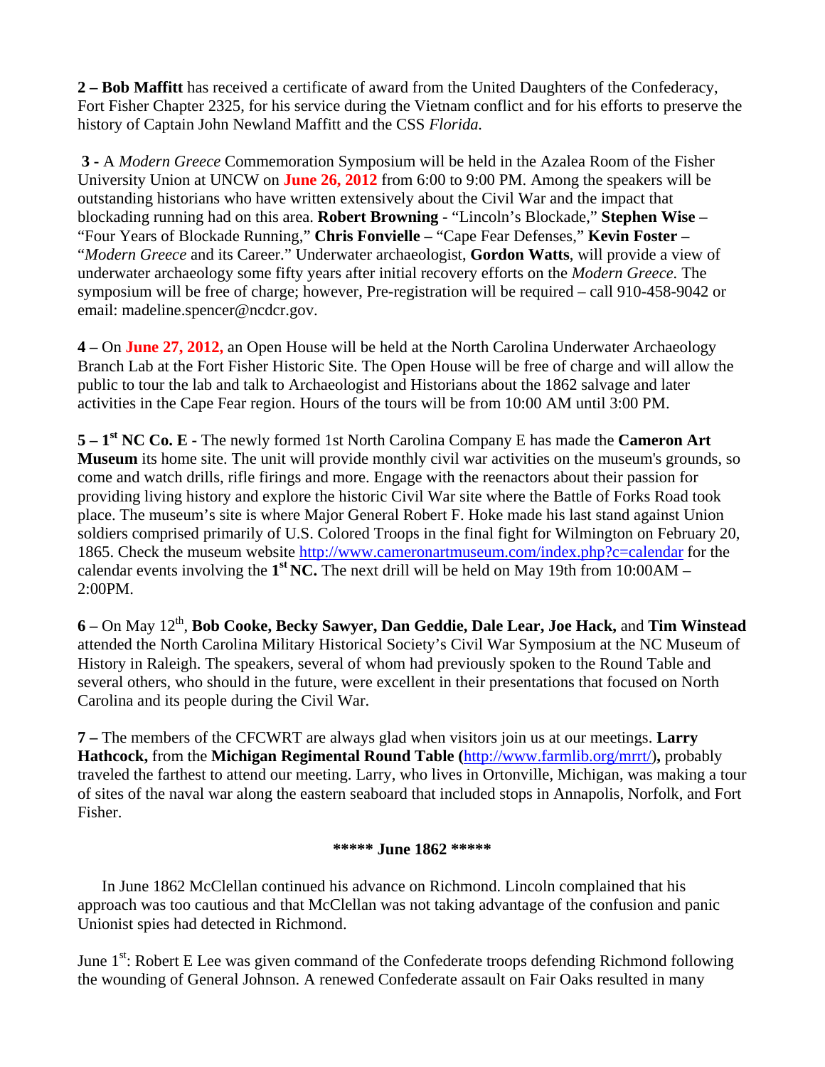**2 – Bob Maffitt** has received a certificate of award from the United Daughters of the Confederacy, Fort Fisher Chapter 2325, for his service during the Vietnam conflict and for his efforts to preserve the history of Captain John Newland Maffitt and the CSS *Florida.*

**3 -** A *Modern Greece* Commemoration Symposium will be held in the Azalea Room of the Fisher University Union at UNCW on **June 26, 2012** from 6:00 to 9:00 PM. Among the speakers will be outstanding historians who have written extensively about the Civil War and the impact that blockading running had on this area. **Robert Browning -** "Lincoln's Blockade," **Stephen Wise –** "Four Years of Blockade Running," **Chris Fonvielle –** "Cape Fear Defenses," **Kevin Foster –** "*Modern Greece* and its Career." Underwater archaeologist, **Gordon Watts**, will provide a view of underwater archaeology some fifty years after initial recovery efforts on the *Modern Greece.* The symposium will be free of charge; however, Pre-registration will be required – call 910-458-9042 or email: madeline.spencer@ncdcr.gov.

**4 –** On **June 27, 2012,** an Open House will be held at the North Carolina Underwater Archaeology Branch Lab at the Fort Fisher Historic Site. The Open House will be free of charge and will allow the public to tour the lab and talk to Archaeologist and Historians about the 1862 salvage and later activities in the Cape Fear region. Hours of the tours will be from 10:00 AM until 3:00 PM.

**5 – 1st NC Co. E -** The newly formed 1st North Carolina Company E has made the **Cameron Art Museum** its home site. The unit will provide monthly civil war activities on the museum's grounds, so come and watch drills, rifle firings and more. Engage with the reenactors about their passion for providing living history and explore the historic Civil War site where the Battle of Forks Road took place. The museum's site is where Major General Robert F. Hoke made his last stand against Union soldiers comprised primarily of U.S. Colored Troops in the final fight for Wilmington on February 20, 1865. Check the museum website http://www.cameronartmuseum.com/index.php?c=calendar for the calendar events involving the **1st NC.** The next drill will be held on May 19th from 10:00AM – 2:00PM.

**6 –** On May 12th, **Bob Cooke, Becky Sawyer, Dan Geddie, Dale Lear, Joe Hack,** and **Tim Winstead** attended the North Carolina Military Historical Society's Civil War Symposium at the NC Museum of History in Raleigh. The speakers, several of whom had previously spoken to the Round Table and several others, who should in the future, were excellent in their presentations that focused on North Carolina and its people during the Civil War.

**7 –** The members of the CFCWRT are always glad when visitors join us at our meetings. **Larry Hathcock,** from the **Michigan Regimental Round Table (**http://www.farmlib.org/mrrt/**),** probably traveled the farthest to attend our meeting. Larry, who lives in Ortonville, Michigan, was making a tour of sites of the naval war along the eastern seaboard that included stops in Annapolis, Norfolk, and Fort Fisher.

**\*\*\*\*\* June 1862 \*\*\*\*\***

In June 1862 McClellan continued his advance on Richmond. Lincoln complained that his approach was too cautious and that McClellan was not taking advantage of the confusion and panic Unionist spies had detected in Richmond.

June 1st: Robert E Lee was given command of the Confederate troops defending Richmond following the wounding of General Johnson. A renewed Confederate assault on Fair Oaks resulted in many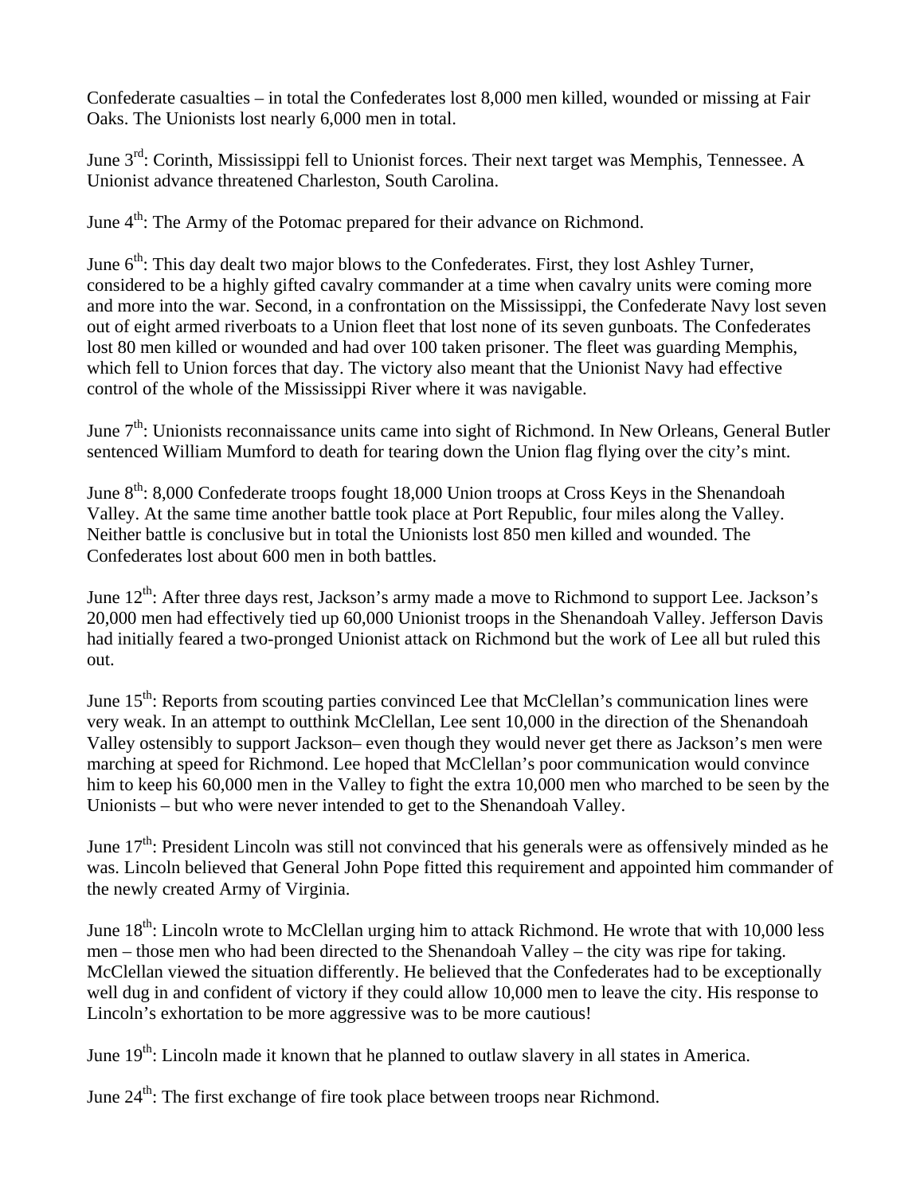Confederate casualties – in total the Confederates lost 8,000 men killed, wounded or missing at Fair Oaks. The Unionists lost nearly 6,000 men in total.

June 3rd: Corinth, Mississippi fell to Unionist forces. Their next target was Memphis, Tennessee. A Unionist advance threatened Charleston, South Carolina.

June 4th: The Army of the Potomac prepared for their advance on Richmond.

June 6th: This day dealt two major blows to the Confederates. First, they lost Ashley Turner, considered to be a highly gifted cavalry commander at a time when cavalry units were coming more and more into the war. Second, in a confrontation on the Mississippi, the Confederate Navy lost seven out of eight armed riverboats to a Union fleet that lost none of its seven gunboats. The Confederates lost 80 men killed or wounded and had over 100 taken prisoner. The fleet was guarding Memphis, which fell to Union forces that day. The victory also meant that the Unionist Navy had effective control of the whole of the Mississippi River where it was navigable.

June 7th: Unionists reconnaissance units came into sight of Richmond. In New Orleans, General Butler sentenced William Mumford to death for tearing down the Union flag flying over the city's mint.

June 8th: 8,000 Confederate troops fought 18,000 Union troops at Cross Keys in the Shenandoah Valley. At the same time another battle took place at Port Republic, four miles along the Valley. Neither battle is conclusive but in total the Unionists lost 850 men killed and wounded. The Confederates lost about 600 men in both battles.

June 12th: After three days rest, Jackson's army made a move to Richmond to support Lee. Jackson's 20,000 men had effectively tied up 60,000 Unionist troops in the Shenandoah Valley. Jefferson Davis had initially feared a two-pronged Unionist attack on Richmond but the work of Lee all but ruled this out.

June 15th: Reports from scouting parties convinced Lee that McClellan's communication lines were very weak. In an attempt to outthink McClellan, Lee sent 10,000 in the direction of the Shenandoah Valley ostensibly to support Jackson– even though they would never get there as Jackson's men were marching at speed for Richmond. Lee hoped that McClellan's poor communication would convince him to keep his 60,000 men in the Valley to fight the extra 10,000 men who marched to be seen by the Unionists – but who were never intended to get to the Shenandoah Valley.

June 17th: President Lincoln was still not convinced that his generals were as offensively minded as he was. Lincoln believed that General John Pope fitted this requirement and appointed him commander of the newly created Army of Virginia.

June 18th: Lincoln wrote to McClellan urging him to attack Richmond. He wrote that with 10,000 less men – those men who had been directed to the Shenandoah Valley – the city was ripe for taking. McClellan viewed the situation differently. He believed that the Confederates had to be exceptionally well dug in and confident of victory if they could allow 10,000 men to leave the city. His response to Lincoln's exhortation to be more aggressive was to be more cautious!

June 19th: Lincoln made it known that he planned to outlaw slavery in all states in America.

June 24th: The first exchange of fire took place between troops near Richmond.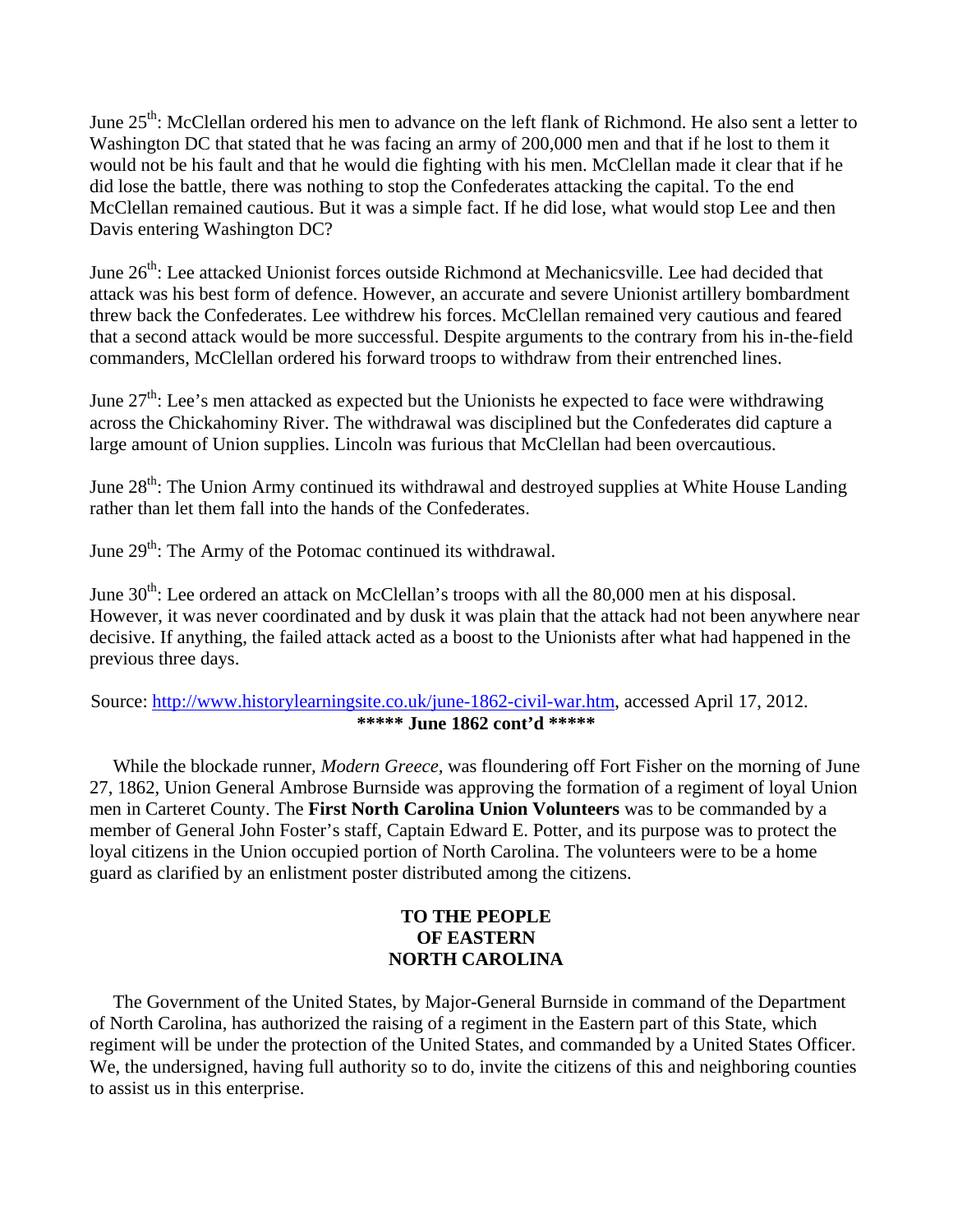June 25th: McClellan ordered his men to advance on the left flank of Richmond. He also sent a letter to Washington DC that stated that he was facing an army of 200,000 men and that if he lost to them it would not be his fault and that he would die fighting with his men. McClellan made it clear that if he did lose the battle, there was nothing to stop the Confederates attacking the capital. To the end McClellan remained cautious. But it was a simple fact. If he did lose, what would stop Lee and then Davis entering Washington DC?

June 26th: Lee attacked Unionist forces outside Richmond at Mechanicsville. Lee had decided that attack was his best form of defence. However, an accurate and severe Unionist artillery bombardment threw back the Confederates. Lee withdrew his forces. McClellan remained very cautious and feared that a second attack would be more successful. Despite arguments to the contrary from his in-the-field commanders, McClellan ordered his forward troops to withdraw from their entrenched lines.

June 27th: Lee's men attacked as expected but the Unionists he expected to face were withdrawing across the Chickahominy River. The withdrawal was disciplined but the Confederates did capture a large amount of Union supplies. Lincoln was furious that McClellan had been overcautious.

June 28th: The Union Army continued its withdrawal and destroyed supplies at White House Landing rather than let them fall into the hands of the Confederates.

June 29th: The Army of the Potomac continued its withdrawal.

June 30th: Lee ordered an attack on McClellan's troops with all the 80,000 men at his disposal. However, it was never coordinated and by dusk it was plain that the attack had not been anywhere near decisive. If anything, the failed attack acted as a boost to the Unionists after what had happened in the previous three days.

Source: [http://www.historylearningsite.co.uk/june-1862-civil-war.htm](http://www.historylearningsite.co.uk/june-1862-civil-war.htm), accessed April 17, 2012.

**\*\*\*\*\* June 1862 cont'd \*\*\*\*\***

While the blockade runner, *Modern Greece,* was floundering off Fort Fisher on the morning of June 27, 1862, Union General Ambrose Burnside was approving the formation of a regiment of loyal Union men in Carteret County. The **First North Carolina Union Volunteers** was to be commanded by a member of General John Foster's staff, Captain Edward E. Potter, and its purpose was to protect the loyal citizens in the Union occupied portion of North Carolina. The volunteers were to be a home guard as clarified by an enlistment poster distributed among the citizens.

**TO THE PEOPLE**
**OF EASTERN**
**NORTH CAROLINA**

The Government of the United States, by Major-General Burnside in command of the Department of North Carolina, has authorized the raising of a regiment in the Eastern part of this State, which regiment will be under the protection of the United States, and commanded by a United States Officer. We, the undersigned, having full authority so to do, invite the citizens of this and neighboring counties to assist us in this enterprise.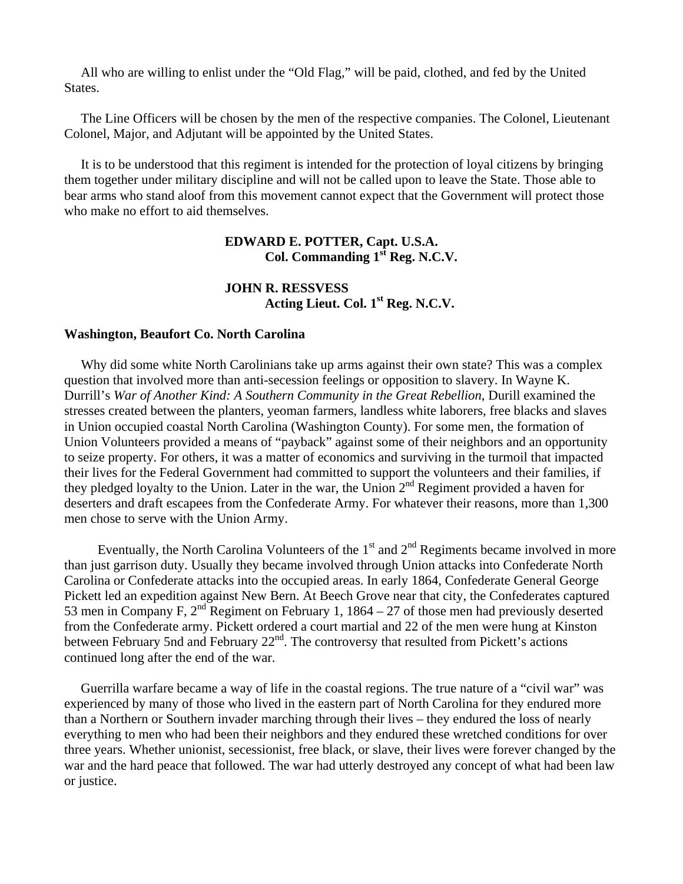All who are willing to enlist under the "Old Flag," will be paid, clothed, and fed by the United States.

The Line Officers will be chosen by the men of the respective companies. The Colonel, Lieutenant Colonel, Major, and Adjutant will be appointed by the United States.

It is to be understood that this regiment is intended for the protection of loyal citizens by bringing them together under military discipline and will not be called upon to leave the State. Those able to bear arms who stand aloof from this movement cannot expect that the Government will protect those who make no effort to aid themselves.

**EDWARD E. POTTER, Capt. U.S.A.**
**Col. Commanding 1st Reg. N.C.V.**

**JOHN R. RESSVESS**
**Acting Lieut. Col. 1st Reg. N.C.V.**

**Washington, Beaufort Co. North Carolina**

Why did some white North Carolinians take up arms against their own state? This was a complex question that involved more than anti-secession feelings or opposition to slavery. In Wayne K. Durrill's *War of Another Kind: A Southern Community in the Great Rebellion*, Durill examined the stresses created between the planters, yeoman farmers, landless white laborers, free blacks and slaves in Union occupied coastal North Carolina (Washington County). For some men, the formation of Union Volunteers provided a means of "payback" against some of their neighbors and an opportunity to seize property. For others, it was a matter of economics and surviving in the turmoil that impacted their lives for the Federal Government had committed to support the volunteers and their families, if they pledged loyalty to the Union. Later in the war, the Union 2nd Regiment provided a haven for deserters and draft escapees from the Confederate Army. For whatever their reasons, more than 1,300 men chose to serve with the Union Army.

Eventually, the North Carolina Volunteers of the 1st and 2nd Regiments became involved in more than just garrison duty. Usually they became involved through Union attacks into Confederate North Carolina or Confederate attacks into the occupied areas. In early 1864, Confederate General George Pickett led an expedition against New Bern. At Beech Grove near that city, the Confederates captured 53 men in Company F, 2nd Regiment on February 1, 1864 – 27 of those men had previously deserted from the Confederate army. Pickett ordered a court martial and 22 of the men were hung at Kinston between February 5nd and February 22nd. The controversy that resulted from Pickett's actions continued long after the end of the war.

Guerrilla warfare became a way of life in the coastal regions. The true nature of a "civil war" was experienced by many of those who lived in the eastern part of North Carolina for they endured more than a Northern or Southern invader marching through their lives – they endured the loss of nearly everything to men who had been their neighbors and they endured these wretched conditions for over three years. Whether unionist, secessionist, free black, or slave, their lives were forever changed by the war and the hard peace that followed. The war had utterly destroyed any concept of what had been law or justice.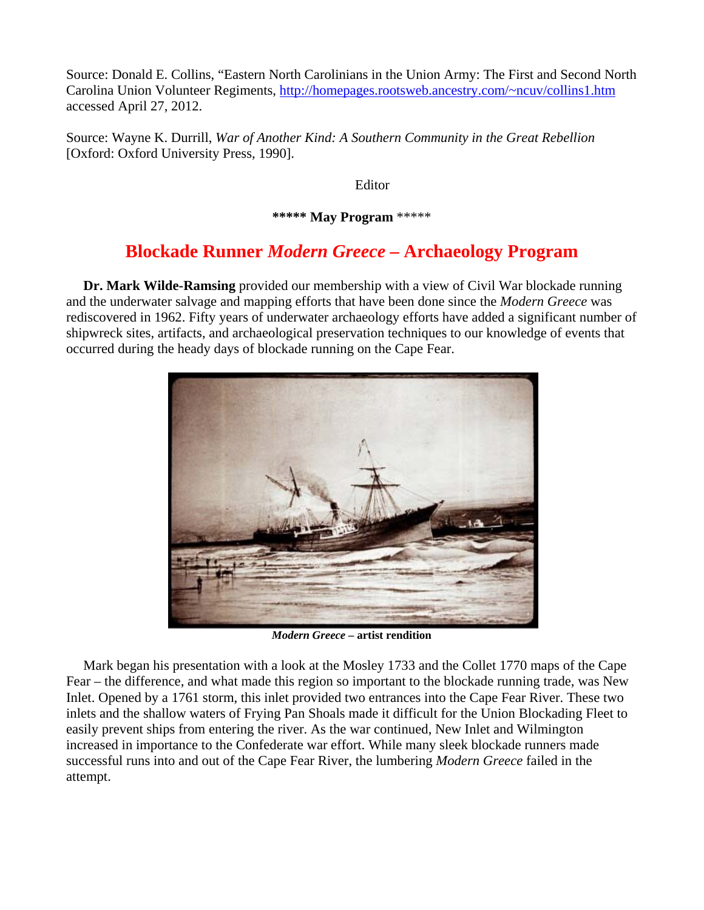Source: Donald E. Collins, "Eastern North Carolinians in the Union Army: The First and Second North Carolina Union Volunteer Regiments, http://homepages.rootsweb.ancestry.com/~ncuv/collins1.htm accessed April 27, 2012.

Source: Wayne K. Durrill, *War of Another Kind: A Southern Community in the Great Rebellion* [Oxford: Oxford University Press, 1990].

Editor

**\*\*\*\*\* May Program** \*\*\*\*\*

## Blockade Runner *Modern Greece* – Archaeology Program

**Dr. Mark Wilde-Ramsing** provided our membership with a view of Civil War blockade running and the underwater salvage and mapping efforts that have been done since the *Modern Greece* was rediscovered in 1962. Fifty years of underwater archaeology efforts have added a significant number of shipwreck sites, artifacts, and archaeological preservation techniques to our knowledge of events that occurred during the heady days of blockade running on the Cape Fear.

***Modern Greece* – artist rendition**

Mark began his presentation with a look at the Mosley 1733 and the Collet 1770 maps of the Cape Fear – the difference, and what made this region so important to the blockade running trade, was New Inlet. Opened by a 1761 storm, this inlet provided two entrances into the Cape Fear River. These two inlets and the shallow waters of Frying Pan Shoals made it difficult for the Union Blockading Fleet to easily prevent ships from entering the river. As the war continued, New Inlet and Wilmington increased in importance to the Confederate war effort. While many sleek blockade runners made successful runs into and out of the Cape Fear River, the lumbering *Modern Greece* failed in the attempt.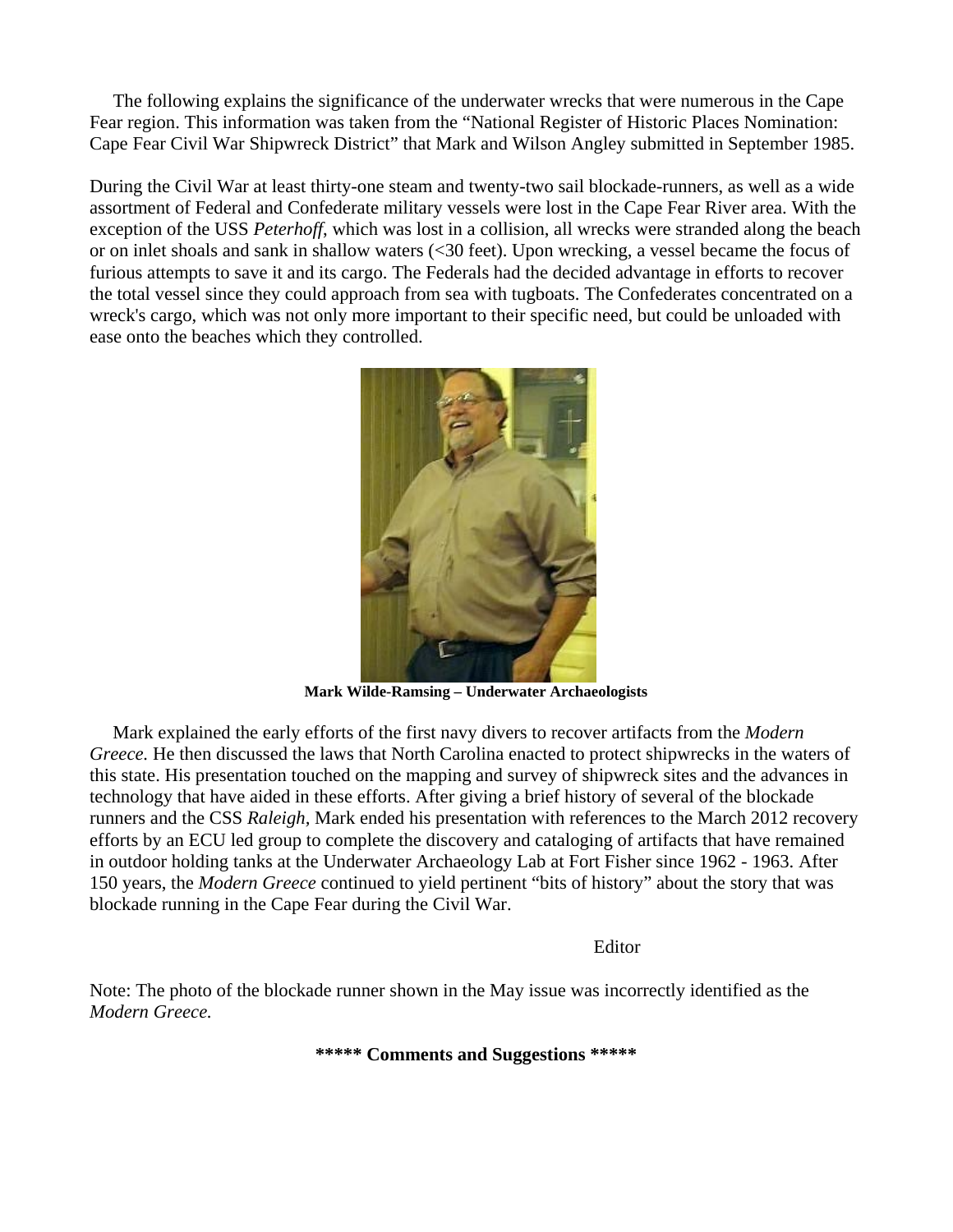The following explains the significance of the underwater wrecks that were numerous in the Cape Fear region. This information was taken from the "National Register of Historic Places Nomination: Cape Fear Civil War Shipwreck District" that Mark and Wilson Angley submitted in September 1985.

During the Civil War at least thirty-one steam and twenty-two sail blockade-runners, as well as a wide assortment of Federal and Confederate military vessels were lost in the Cape Fear River area. With the exception of the USS *Peterhoff*, which was lost in a collision, all wrecks were stranded along the beach or on inlet shoals and sank in shallow waters (<30 feet). Upon wrecking, a vessel became the focus of furious attempts to save it and its cargo. The Federals had the decided advantage in efforts to recover the total vessel since they could approach from sea with tugboats. The Confederates concentrated on a wreck's cargo, which was not only more important to their specific need, but could be unloaded with ease onto the beaches which they controlled.

**Mark Wilde-Ramsing – Underwater Archaeologists**

Mark explained the early efforts of the first navy divers to recover artifacts from the *Modern Greece.* He then discussed the laws that North Carolina enacted to protect shipwrecks in the waters of this state. His presentation touched on the mapping and survey of shipwreck sites and the advances in technology that have aided in these efforts. After giving a brief history of several of the blockade runners and the CSS *Raleigh,* Mark ended his presentation with references to the March 2012 recovery efforts by an ECU led group to complete the discovery and cataloging of artifacts that have remained in outdoor holding tanks at the Underwater Archaeology Lab at Fort Fisher since 1962 - 1963. After 150 years, the *Modern Greece* continued to yield pertinent "bits of history" about the story that was blockade running in the Cape Fear during the Civil War.

Editor

Note: The photo of the blockade runner shown in the May issue was incorrectly identified as the *Modern Greece.*

**\*\*\*\*\* Comments and Suggestions \*\*\*\*\***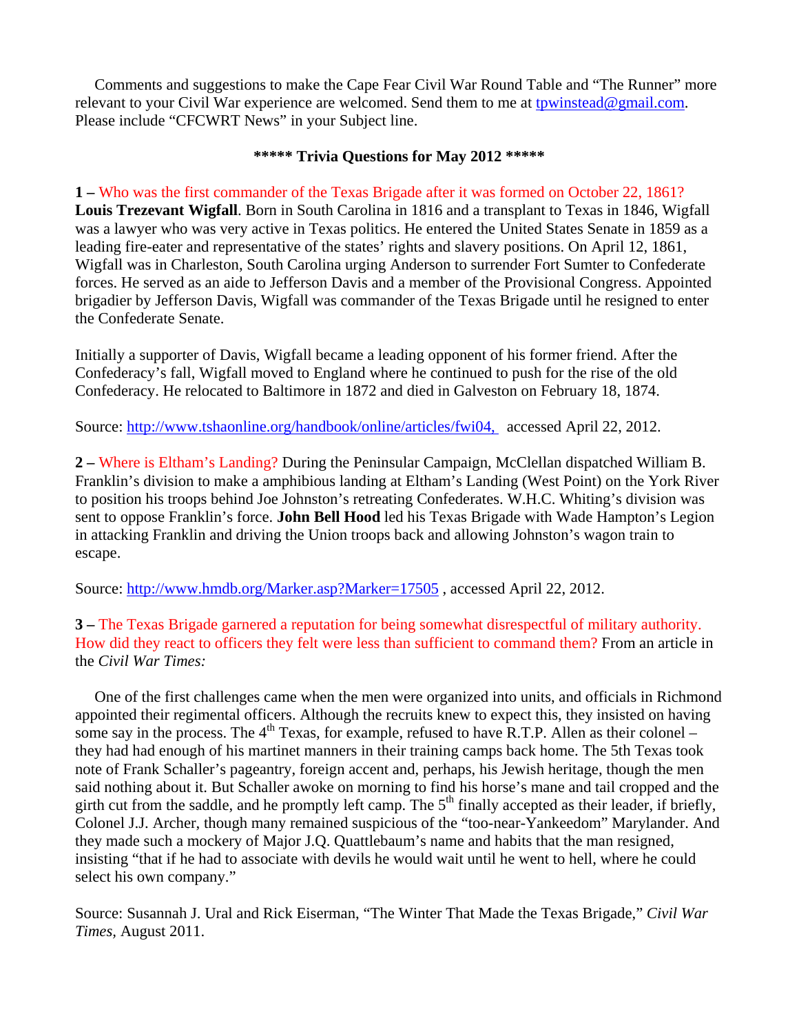Comments and suggestions to make the Cape Fear Civil War Round Table and "The Runner" more relevant to your Civil War experience are welcomed. Send them to me at tpwinstead@gmail.com. Please include "CFCWRT News" in your Subject line.

**\*\*\*\*\* Trivia Questions for May 2012 \*\*\*\*\***

**1 –** Who was the first commander of the Texas Brigade after it was formed on October 22, 1861? **Louis Trezevant Wigfall**. Born in South Carolina in 1816 and a transplant to Texas in 1846, Wigfall was a lawyer who was very active in Texas politics. He entered the United States Senate in 1859 as a leading fire-eater and representative of the states' rights and slavery positions. On April 12, 1861, Wigfall was in Charleston, South Carolina urging Anderson to surrender Fort Sumter to Confederate forces. He served as an aide to Jefferson Davis and a member of the Provisional Congress. Appointed brigadier by Jefferson Davis, Wigfall was commander of the Texas Brigade until he resigned to enter the Confederate Senate.

Initially a supporter of Davis, Wigfall became a leading opponent of his former friend. After the Confederacy's fall, Wigfall moved to England where he continued to push for the rise of the old Confederacy. He relocated to Baltimore in 1872 and died in Galveston on February 18, 1874.

Source: http://www.tshaonline.org/handbook/online/articles/fwi04, accessed April 22, 2012.

**2 –** Where is Eltham's Landing? During the Peninsular Campaign, McClellan dispatched William B. Franklin's division to make a amphibious landing at Eltham's Landing (West Point) on the York River to position his troops behind Joe Johnston's retreating Confederates. W.H.C. Whiting's division was sent to oppose Franklin's force. **John Bell Hood** led his Texas Brigade with Wade Hampton's Legion in attacking Franklin and driving the Union troops back and allowing Johnston's wagon train to escape.

Source: http://www.hmdb.org/Marker.asp?Marker=17505 , accessed April 22, 2012.

**3 –** The Texas Brigade garnered a reputation for being somewhat disrespectful of military authority. How did they react to officers they felt were less than sufficient to command them? From an article in the *Civil War Times:*

One of the first challenges came when the men were organized into units, and officials in Richmond appointed their regimental officers. Although the recruits knew to expect this, they insisted on having some say in the process. The 4th Texas, for example, refused to have R.T.P. Allen as their colonel – they had had enough of his martinet manners in their training camps back home. The 5th Texas took note of Frank Schaller's pageantry, foreign accent and, perhaps, his Jewish heritage, though the men said nothing about it. But Schaller awoke on morning to find his horse's mane and tail cropped and the girth cut from the saddle, and he promptly left camp. The 5th finally accepted as their leader, if briefly, Colonel J.J. Archer, though many remained suspicious of the "too-near-Yankeedom" Marylander. And they made such a mockery of Major J.Q. Quattlebaum's name and habits that the man resigned, insisting "that if he had to associate with devils he would wait until he went to hell, where he could select his own company."

Source: Susannah J. Ural and Rick Eiserman, "The Winter That Made the Texas Brigade," *Civil War Times*, August 2011.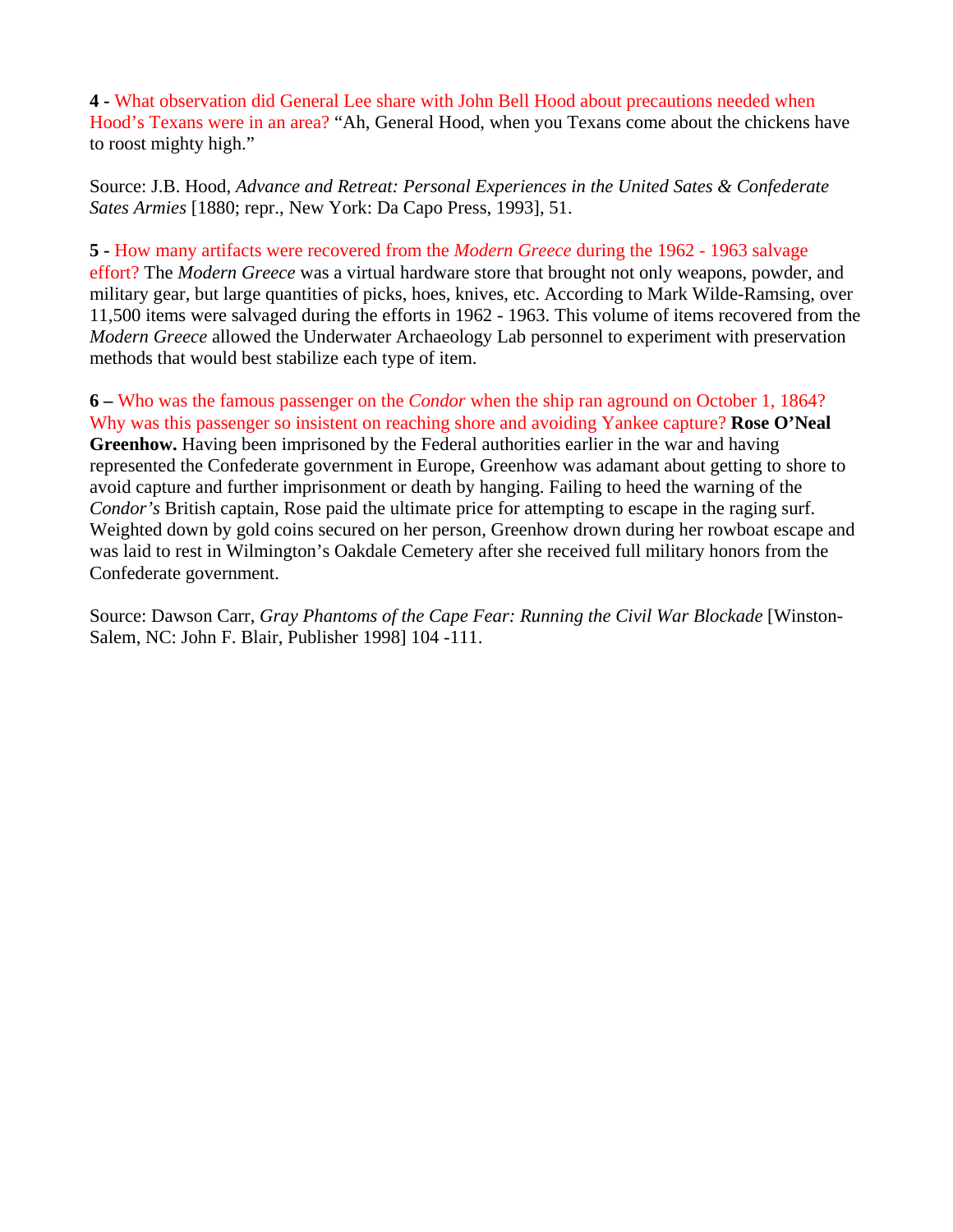**4 -** What observation did General Lee share with John Bell Hood about precautions needed when Hood's Texans were in an area? "Ah, General Hood, when you Texans come about the chickens have to roost mighty high."

Source: J.B. Hood, *Advance and Retreat: Personal Experiences in the United Sates & Confederate Sates Armies* [1880; repr., New York: Da Capo Press, 1993], 51.

**5 -** How many artifacts were recovered from the *Modern Greece* during the 1962 - 1963 salvage effort? The *Modern Greece* was a virtual hardware store that brought not only weapons, powder, and military gear, but large quantities of picks, hoes, knives, etc. According to Mark Wilde-Ramsing, over 11,500 items were salvaged during the efforts in 1962 - 1963. This volume of items recovered from the *Modern Greece* allowed the Underwater Archaeology Lab personnel to experiment with preservation methods that would best stabilize each type of item.

**6 –** Who was the famous passenger on the *Condor* when the ship ran aground on October 1, 1864? Why was this passenger so insistent on reaching shore and avoiding Yankee capture? **Rose O'Neal Greenhow.** Having been imprisoned by the Federal authorities earlier in the war and having represented the Confederate government in Europe, Greenhow was adamant about getting to shore to avoid capture and further imprisonment or death by hanging. Failing to heed the warning of the *Condor's* British captain, Rose paid the ultimate price for attempting to escape in the raging surf. Weighted down by gold coins secured on her person, Greenhow drown during her rowboat escape and was laid to rest in Wilmington's Oakdale Cemetery after she received full military honors from the Confederate government.

Source: Dawson Carr, *Gray Phantoms of the Cape Fear: Running the Civil War Blockade* [Winston-Salem, NC: John F. Blair, Publisher 1998] 104 -111.